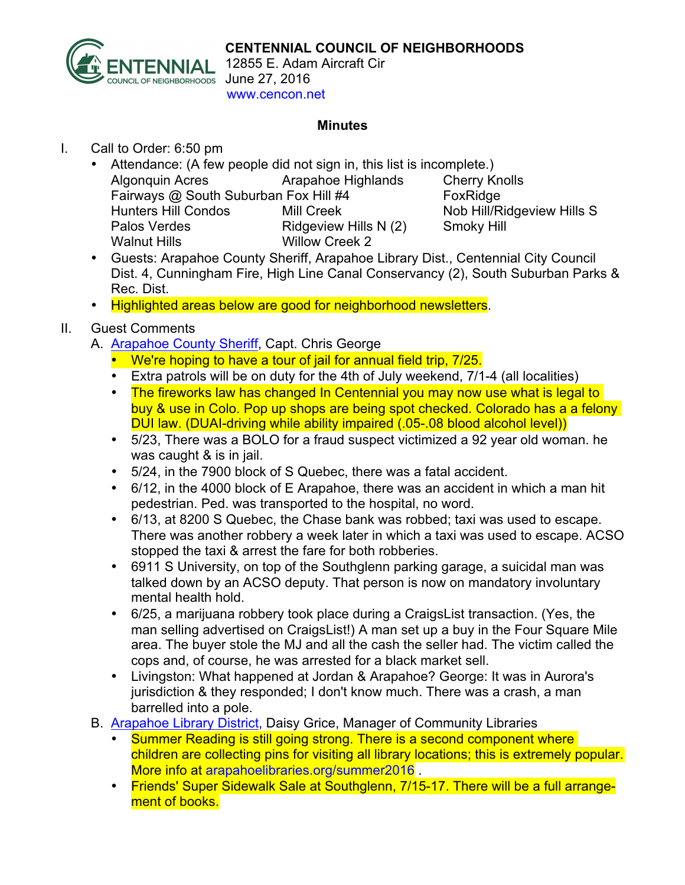**CENTENNIAL COUNCIL OF NEIGHBORHOODS**
12855 E. Adam Aircraft Cir
June 27, 2016
www.cencon.net

## Minutes

I. Call to Order: 6:50 pm

- Attendance: (A few people did not sign in, this list is incomplete.)

| | | |
|---|---|---|
| Algonquin Acres | Arapahoe Highlands | Cherry Knolls |
| Fairways @ South Suburban | Fox Hill #4 | FoxRidge |
| Hunters Hill Condos | Mill Creek | Nob Hill/Ridgeview Hills S |
| Palos Verdes | Ridgeview Hills N (2) | Smoky Hill |
| Walnut Hills | Willow Creek 2 | |

- Guests: Arapahoe County Sheriff, Arapahoe Library Dist., Centennial City Council Dist. 4, Cunningham Fire, High Line Canal Conservancy (2), South Suburban Parks & Rec. Dist.
- Highlighted areas below are good for neighborhood newsletters.

II. Guest Comments

A. Arapahoe County Sheriff, Capt. Chris George

- We're hoping to have a tour of jail for annual field trip, 7/25.
- Extra patrols will be on duty for the 4th of July weekend, 7/1-4 (all localities)
- The fireworks law has changed In Centennial you may now use what is legal to buy & use in Colo. Pop up shops are being spot checked. Colorado has a a felony DUI law. (DUAI-driving while ability impaired (.05-.08 blood alcohol level))
- 5/23, There was a BOLO for a fraud suspect victimized a 92 year old woman. he was caught & is in jail.
- 5/24, in the 7900 block of S Quebec, there was a fatal accident.
- 6/12, in the 4000 block of E Arapahoe, there was an accident in which a man hit pedestrian. Ped. was transported to the hospital, no word.
- 6/13, at 8200 S Quebec, the Chase bank was robbed; taxi was used to escape. There was another robbery a week later in which a taxi was used to escape. ACSO stopped the taxi & arrest the fare for both robberies.
- 6911 S University, on top of the Southglenn parking garage, a suicidal man was talked down by an ACSO deputy. That person is now on mandatory involuntary mental health hold.
- 6/25, a marijuana robbery took place during a CraigsList transaction. (Yes, the man selling advertised on CraigsList!) A man set up a buy in the Four Square Mile area. The buyer stole the MJ and all the cash the seller had. The victim called the cops and, of course, he was arrested for a black market sell.
- Livingston: What happened at Jordan & Arapahoe? George: It was in Aurora's jurisdiction & they responded; I don't know much. There was a crash, a man barrelled into a pole.

B. Arapahoe Library District, Daisy Grice, Manager of Community Libraries

- Summer Reading is still going strong. There is a second component where children are collecting pins for visiting all library locations; this is extremely popular. More info at arapahoelibraries.org/summer2016 .
- Friends' Super Sidewalk Sale at Southglenn, 7/15-17. There will be a full arrange-ment of books.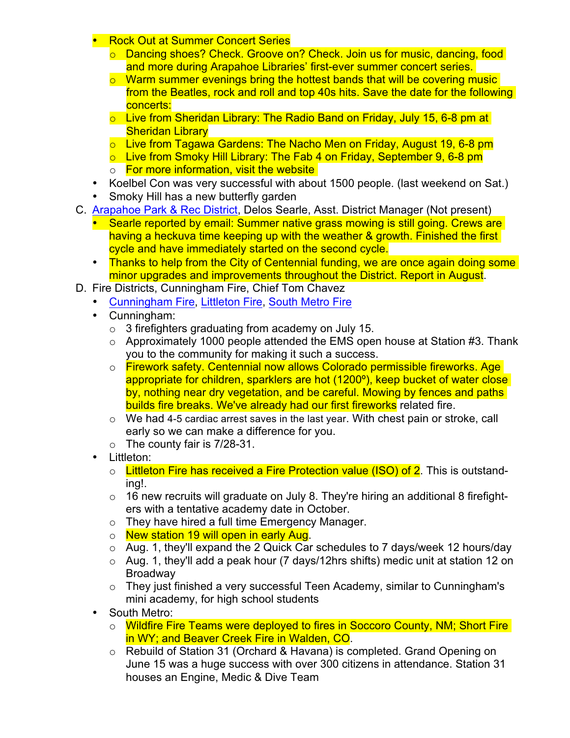- Rock Out at Summer Concert Series
    - Dancing shoes? Check. Groove on? Check. Join us for music, dancing, food and more during Arapahoe Libraries' first-ever summer concert series.
    - Warm summer evenings bring the hottest bands that will be covering music from the Beatles, rock and roll and top 40s hits. Save the date for the following concerts:
    - Live from Sheridan Library: The Radio Band on Friday, July 15, 6-8 pm at Sheridan Library
    - Live from Tagawa Gardens: The Nacho Men on Friday, August 19, 6-8 pm
    - Live from Smoky Hill Library: The Fab 4 on Friday, September 9, 6-8 pm
    - For more information, visit the website
- Koelbel Con was very successful with about 1500 people. (last weekend on Sat.)
- Smoky Hill has a new butterfly garden

C. Arapahoe Park & Rec District, Delos Searle, Asst. District Manager (Not present)

- Searle reported by email: Summer native grass mowing is still going. Crews are having a heckuva time keeping up with the weather & growth. Finished the first cycle and have immediately started on the second cycle.
- Thanks to help from the City of Centennial funding, we are once again doing some minor upgrades and improvements throughout the District. Report in August.

D. Fire Districts, Cunningham Fire, Chief Tom Chavez

- Cunningham Fire, Littleton Fire, South Metro Fire
- Cunningham:
    - 3 firefighters graduating from academy on July 15.
    - Approximately 1000 people attended the EMS open house at Station #3. Thank you to the community for making it such a success.
    - Firework safety. Centennial now allows Colorado permissible fireworks. Age appropriate for children, sparklers are hot (1200º), keep bucket of water close by, nothing near dry vegetation, and be careful. Mowing by fences and paths builds fire breaks. We've already had our first fireworks related fire.
    - We had 4-5 cardiac arrest saves in the last year. With chest pain or stroke, call early so we can make a difference for you.
    - The county fair is 7/28-31.
- Littleton:
    - Littleton Fire has received a Fire Protection value (ISO) of 2. This is outstanding!.
    - 16 new recruits will graduate on July 8. They're hiring an additional 8 firefighters with a tentative academy date in October.
    - They have hired a full time Emergency Manager.
    - New station 19 will open in early Aug.
    - Aug. 1, they'll expand the 2 Quick Car schedules to 7 days/week 12 hours/day
    - Aug. 1, they'll add a peak hour (7 days/12hrs shifts) medic unit at station 12 on Broadway
    - They just finished a very successful Teen Academy, similar to Cunningham's mini academy, for high school students
- South Metro:
    - Wildfire Fire Teams were deployed to fires in Soccoro County, NM; Short Fire in WY; and Beaver Creek Fire in Walden, CO.
    - Rebuild of Station 31 (Orchard & Havana) is completed. Grand Opening on June 15 was a huge success with over 300 citizens in attendance. Station 31 houses an Engine, Medic & Dive Team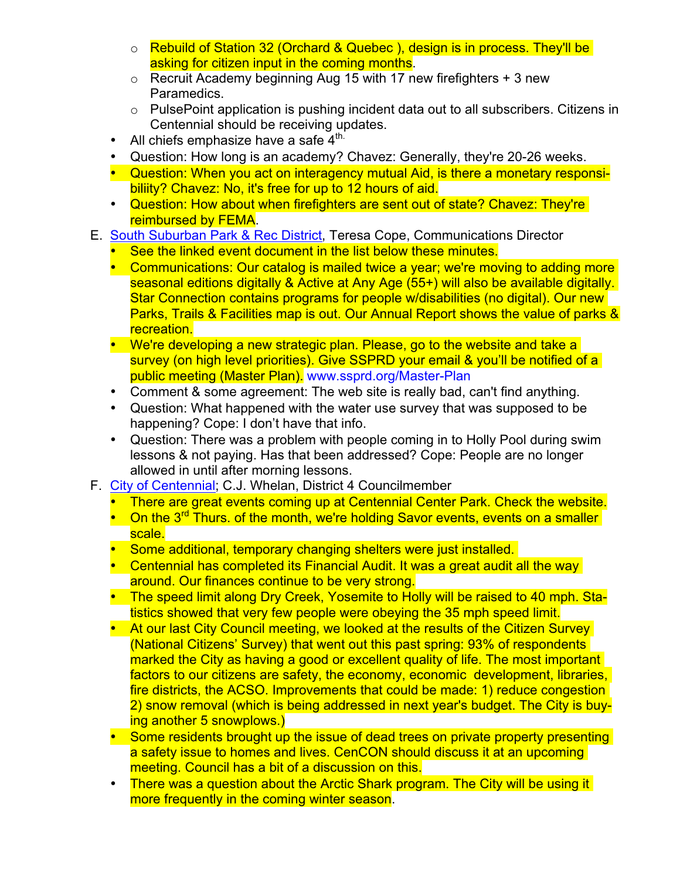- Rebuild of Station 32 (Orchard & Quebec ), design is in process. They'll be asking for citizen input in the coming months.
  - Recruit Academy beginning Aug 15 with 17 new firefighters + 3 new Paramedics.
  - PulsePoint application is pushing incident data out to all subscribers. Citizens in Centennial should be receiving updates.
- All chiefs emphasize have a safe 4th.
- Question: How long is an academy? Chavez: Generally, they're 20-26 weeks.
- Question: When you act on interagency mutual Aid, is there a monetary responsibiliity? Chavez: No, it's free for up to 12 hours of aid.
- Question: How about when firefighters are sent out of state? Chavez: They're reimbursed by FEMA.

E. South Suburban Park & Rec District, Teresa Cope, Communications Director

- See the linked event document in the list below these minutes.
- Communications: Our catalog is mailed twice a year; we're moving to adding more seasonal editions digitally & Active at Any Age (55+) will also be available digitally. Star Connection contains programs for people w/disabilities (no digital). Our new Parks, Trails & Facilities map is out. Our Annual Report shows the value of parks & recreation.
- We're developing a new strategic plan. Please, go to the website and take a survey (on high level priorities). Give SSPRD your email & you'll be notified of a public meeting (Master Plan). www.ssprd.org/Master-Plan
- Comment & some agreement: The web site is really bad, can't find anything.
- Question: What happened with the water use survey that was supposed to be happening? Cope: I don't have that info.
- Question: There was a problem with people coming in to Holly Pool during swim lessons & not paying. Has that been addressed? Cope: People are no longer allowed in until after morning lessons.

F. City of Centennial; C.J. Whelan, District 4 Councilmember

- There are great events coming up at Centennial Center Park. Check the website.
- On the 3rd Thurs. of the month, we're holding Savor events, events on a smaller scale.
- Some additional, temporary changing shelters were just installed.
- Centennial has completed its Financial Audit. It was a great audit all the way around. Our finances continue to be very strong.
- The speed limit along Dry Creek, Yosemite to Holly will be raised to 40 mph. Statistics showed that very few people were obeying the 35 mph speed limit.
- At our last City Council meeting, we looked at the results of the Citizen Survey (National Citizens' Survey) that went out this past spring: 93% of respondents marked the City as having a good or excellent quality of life. The most important factors to our citizens are safety, the economy, economic development, libraries, fire districts, the ACSO. Improvements that could be made: 1) reduce congestion 2) snow removal (which is being addressed in next year's budget. The City is buying another 5 snowplows.)
- Some residents brought up the issue of dead trees on private property presenting a safety issue to homes and lives. CenCON should discuss it at an upcoming meeting. Council has a bit of a discussion on this.
- There was a question about the Arctic Shark program. The City will be using it more frequently in the coming winter season.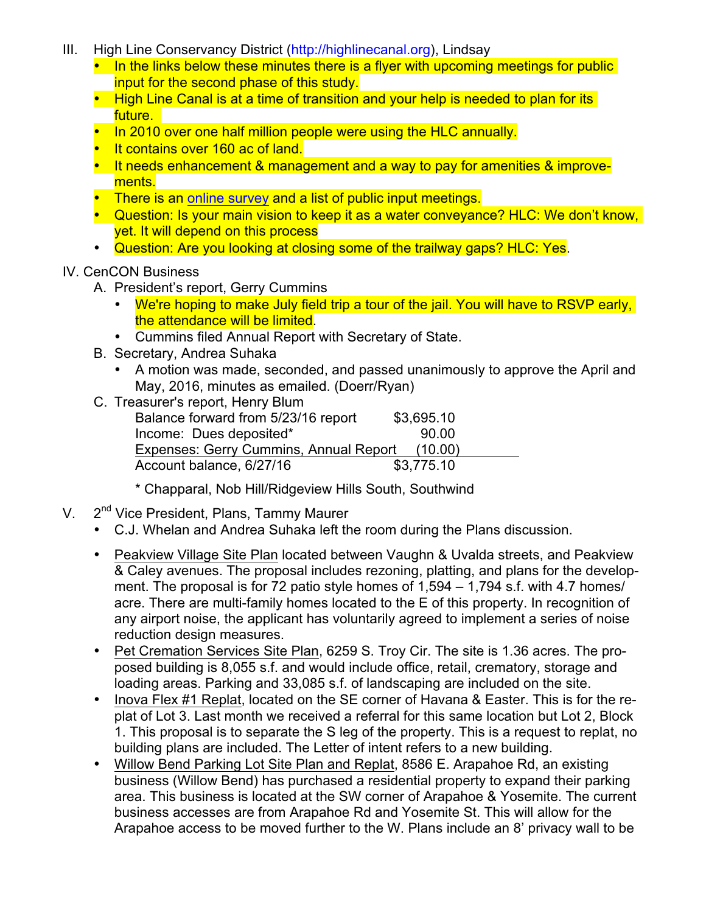III. High Line Conservancy District (http://highlinecanal.org), Lindsay

- In the links below these minutes there is a flyer with upcoming meetings for public input for the second phase of this study.
- High Line Canal is at a time of transition and your help is needed to plan for its future.
- In 2010 over one half million people were using the HLC annually.
- It contains over 160 ac of land.
- It needs enhancement & management and a way to pay for amenities & improvements.
- There is an online survey and a list of public input meetings.
- Question: Is your main vision to keep it as a water conveyance? HLC: We don't know, yet. It will depend on this process
- Question: Are you looking at closing some of the trailway gaps? HLC: Yes.

IV. CenCON Business

A. President's report, Gerry Cummins
   - We're hoping to make July field trip a tour of the jail. You will have to RSVP early, the attendance will be limited.
   - Cummins filed Annual Report with Secretary of State.

B. Secretary, Andrea Suhaka
   - A motion was made, seconded, and passed unanimously to approve the April and May, 2016, minutes as emailed. (Doerr/Ryan)

C. Treasurer's report, Henry Blum

| | |
|---|---|
| Balance forward from 5/23/16 report | $3,695.10 |
| Income: Dues deposited* | 90.00 |
| Expenses: Gerry Cummins, Annual Report | (10.00) |
| Account balance, 6/27/16 | $3,775.10 |

\* Chapparal, Nob Hill/Ridgeview Hills South, Southwind

V. 2nd Vice President, Plans, Tammy Maurer

- C.J. Whelan and Andrea Suhaka left the room during the Plans discussion.
- Peakview Village Site Plan located between Vaughn & Uvalda streets, and Peakview & Caley avenues. The proposal includes rezoning, platting, and plans for the development. The proposal is for 72 patio style homes of 1,594 – 1,794 s.f. with 4.7 homes/acre. There are multi-family homes located to the E of this property. In recognition of any airport noise, the applicant has voluntarily agreed to implement a series of noise reduction design measures.
- Pet Cremation Services Site Plan, 6259 S. Troy Cir. The site is 1.36 acres. The proposed building is 8,055 s.f. and would include office, retail, crematory, storage and loading areas. Parking and 33,085 s.f. of landscaping are included on the site.
- Inova Flex #1 Replat, located on the SE corner of Havana & Easter. This is for the replat of Lot 3. Last month we received a referral for this same location but Lot 2, Block 1. This proposal is to separate the S leg of the property. This is a request to replat, no building plans are included. The Letter of intent refers to a new building.
- Willow Bend Parking Lot Site Plan and Replat, 8586 E. Arapahoe Rd, an existing business (Willow Bend) has purchased a residential property to expand their parking area. This business is located at the SW corner of Arapahoe & Yosemite. The current business accesses are from Arapahoe Rd and Yosemite St. This will allow for the Arapahoe access to be moved further to the W. Plans include an 8' privacy wall to be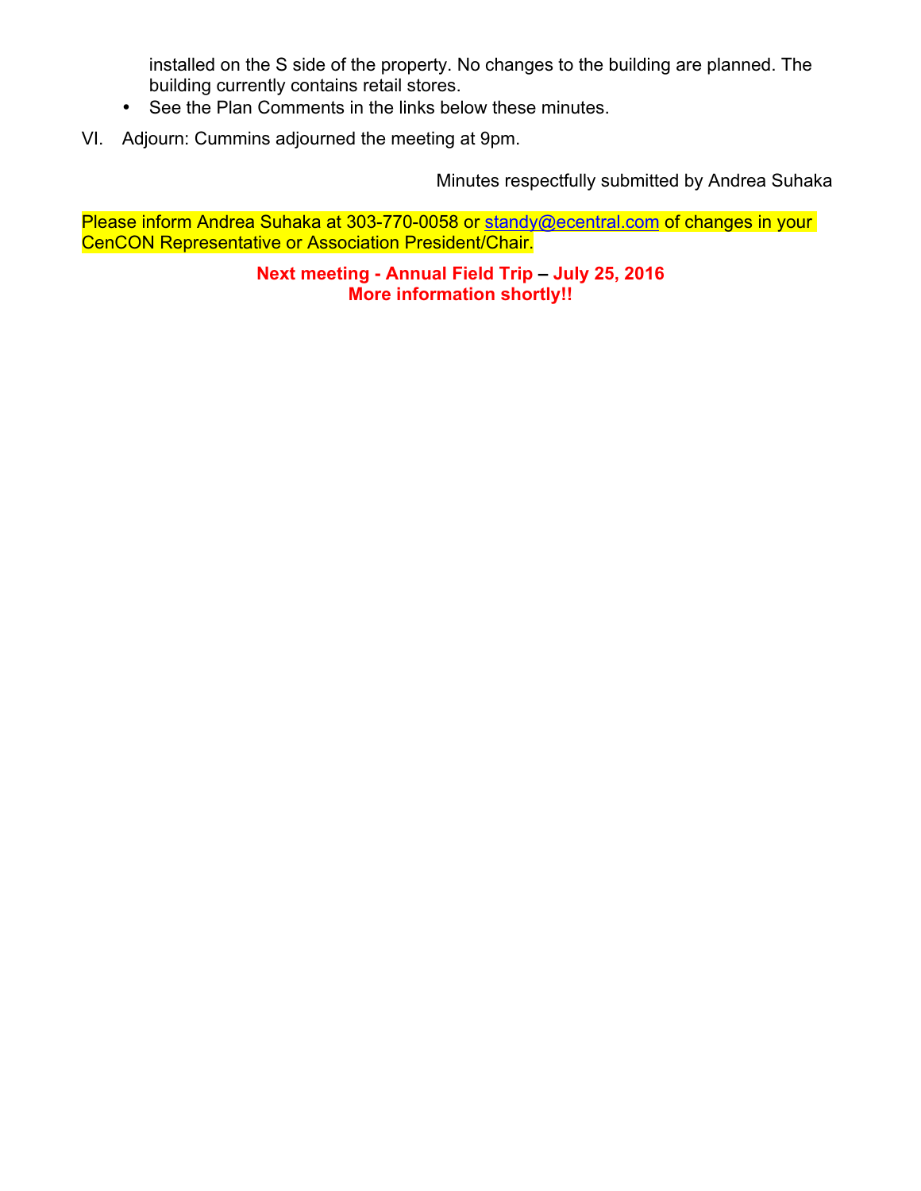installed on the S side of the property. No changes to the building are planned. The building currently contains retail stores.

- See the Plan Comments in the links below these minutes.

VI. Adjourn: Cummins adjourned the meeting at 9pm.

Minutes respectfully submitted by Andrea Suhaka

Please inform Andrea Suhaka at 303-770-0058 or standy@ecentral.com of changes in your CenCON Representative or Association President/Chair.

**Next meeting - Annual Field Trip – July 25, 2016**
**More information shortly!!**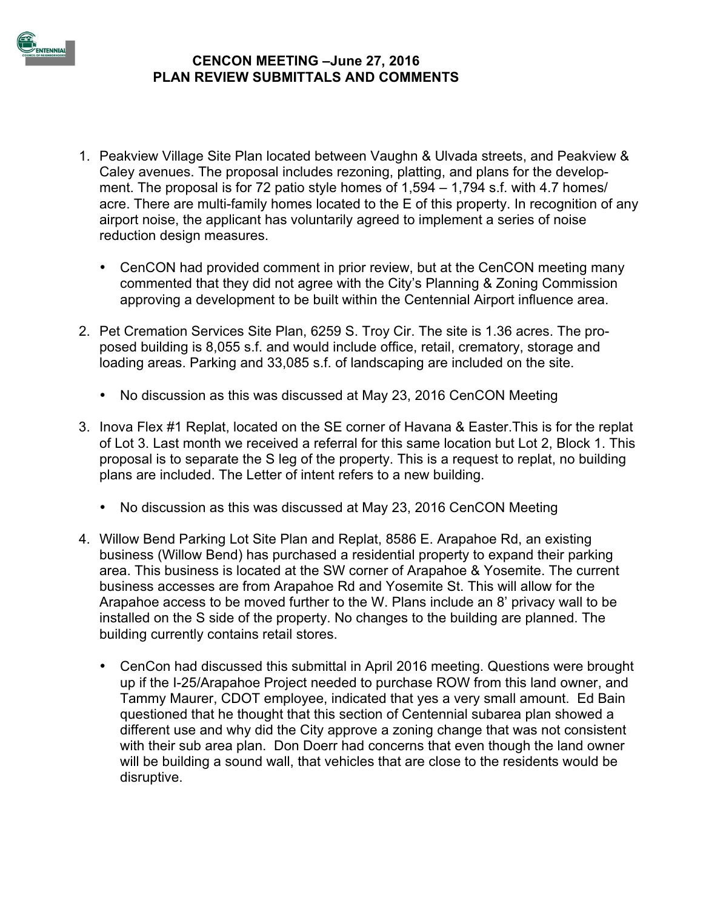# CENCON MEETING –June 27, 2016
## PLAN REVIEW SUBMITTALS AND COMMENTS

1. Peakview Village Site Plan located between Vaughn & Ulvada streets, and Peakview & Caley avenues. The proposal includes rezoning, platting, and plans for the development. The proposal is for 72 patio style homes of 1,594 – 1,794 s.f. with 4.7 homes/acre. There are multi-family homes located to the E of this property. In recognition of any airport noise, the applicant has voluntarily agreed to implement a series of noise reduction design measures.

   - CenCON had provided comment in prior review, but at the CenCON meeting many commented that they did not agree with the City's Planning & Zoning Commission approving a development to be built within the Centennial Airport influence area.

2. Pet Cremation Services Site Plan, 6259 S. Troy Cir. The site is 1.36 acres. The proposed building is 8,055 s.f. and would include office, retail, crematory, storage and loading areas. Parking and 33,085 s.f. of landscaping are included on the site.

   - No discussion as this was discussed at May 23, 2016 CenCON Meeting

3. Inova Flex #1 Replat, located on the SE corner of Havana & Easter.This is for the replat of Lot 3. Last month we received a referral for this same location but Lot 2, Block 1. This proposal is to separate the S leg of the property. This is a request to replat, no building plans are included. The Letter of intent refers to a new building.

   - No discussion as this was discussed at May 23, 2016 CenCON Meeting

4. Willow Bend Parking Lot Site Plan and Replat, 8586 E. Arapahoe Rd, an existing business (Willow Bend) has purchased a residential property to expand their parking area. This business is located at the SW corner of Arapahoe & Yosemite. The current business accesses are from Arapahoe Rd and Yosemite St. This will allow for the Arapahoe access to be moved further to the W. Plans include an 8' privacy wall to be installed on the S side of the property. No changes to the building are planned. The building currently contains retail stores.

   - CenCon had discussed this submittal in April 2016 meeting. Questions were brought up if the I-25/Arapahoe Project needed to purchase ROW from this land owner, and Tammy Maurer, CDOT employee, indicated that yes a very small amount. Ed Bain questioned that he thought that this section of Centennial subarea plan showed a different use and why did the City approve a zoning change that was not consistent with their sub area plan. Don Doerr had concerns that even though the land owner will be building a sound wall, that vehicles that are close to the residents would be disruptive.